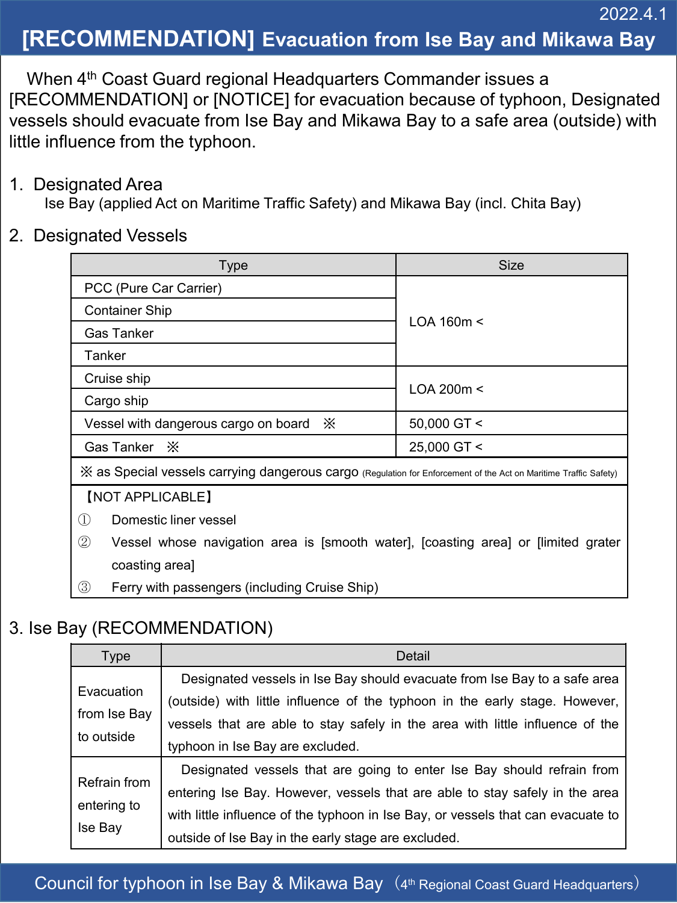2022.4.1

# [RECOMMENDATION] Evacuation from Ise Bay and Mikawa Bay

When 4th Coast Guard regional Headquarters Commander issues a [RECOMMENDATION] or [NOTICE] for evacuation because of typhoon, Designated vessels should evacuate from Ise Bay and Mikawa Bay to a safe area (outside) with little influence from the typhoon.

## 1. Designated Area

Ise Bay (applied Act on Maritime Traffic Safety) and Mikawa Bay (incl. Chita Bay)

## 2. Designated Vessels

| Type | Size |
|---|---|
| PCC (Pure Car Carrier) | LOA 160m < |
| Container Ship | |
| Gas Tanker | |
| Tanker | |
| Cruise ship | LOA 200m < |
| Cargo ship | |
| Vessel with dangerous cargo on board ※ | 50,000 GT < |
| Gas Tanker ※ | 25,000 GT < |

※ as Special vessels carrying dangerous cargo (Regulation for Enforcement of the Act on Maritime Traffic Safety)

【NOT APPLICABLE】

① Domestic liner vessel

② Vessel whose navigation area is [smooth water], [coasting area] or [limited grater coasting area]

③ Ferry with passengers (including Cruise Ship)

## 3. Ise Bay (RECOMMENDATION)

| Type | Detail |
|---|---|
| Evacuation from Ise Bay to outside | Designated vessels in Ise Bay should evacuate from Ise Bay to a safe area (outside) with little influence of the typhoon in the early stage. However, vessels that are able to stay safely in the area with little influence of the typhoon in Ise Bay are excluded. |
| Refrain from entering to Ise Bay | Designated vessels that are going to enter Ise Bay should refrain from entering Ise Bay. However, vessels that are able to stay safely in the area with little influence of the typhoon in Ise Bay, or vessels that can evacuate to outside of Ise Bay in the early stage are excluded. |

Council for typhoon in Ise Bay & Mikawa Bay（4th Regional Coast Guard Headquarters）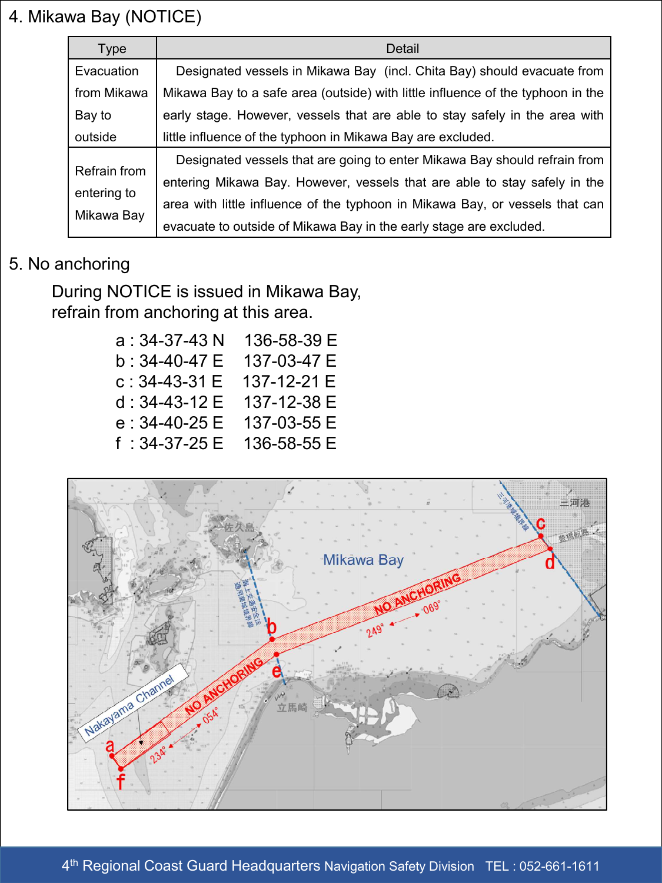4. Mikawa Bay (NOTICE)

| Type | Detail |
|---|---|
| Evacuation from Mikawa Bay to outside | Designated vessels in Mikawa Bay (incl. Chita Bay) should evacuate from Mikawa Bay to a safe area (outside) with little influence of the typhoon in the early stage. However, vessels that are able to stay safely in the area with little influence of the typhoon in Mikawa Bay are excluded. |
| Refrain from entering to Mikawa Bay | Designated vessels that are going to enter Mikawa Bay should refrain from entering Mikawa Bay. However, vessels that are able to stay safely in the area with little influence of the typhoon in Mikawa Bay, or vessels that can evacuate to outside of Mikawa Bay in the early stage are excluded. |

5. No anchoring

During NOTICE is issued in Mikawa Bay, refrain from anchoring at this area.

a : 34-37-43 N 136-58-39 E
b : 34-40-47 E 137-03-47 E
c : 34-43-31 E 137-12-21 E
d : 34-43-12 E 137-12-38 E
e : 34-40-25 E 137-03-55 E
f : 34-37-25 E 136-58-55 E

Mikawa Bay
NO ANCHORING
NO ANCHORING
Nakayama Channel
249° 069°
234° 054°
a b c d e f
佐久島
三河港
豊橋航路
立馬崎
海上交通安全法適用海域境界線
三河港港域境界線

4th Regional Coast Guard Headquarters Navigation Safety Division TEL : 052-661-1611